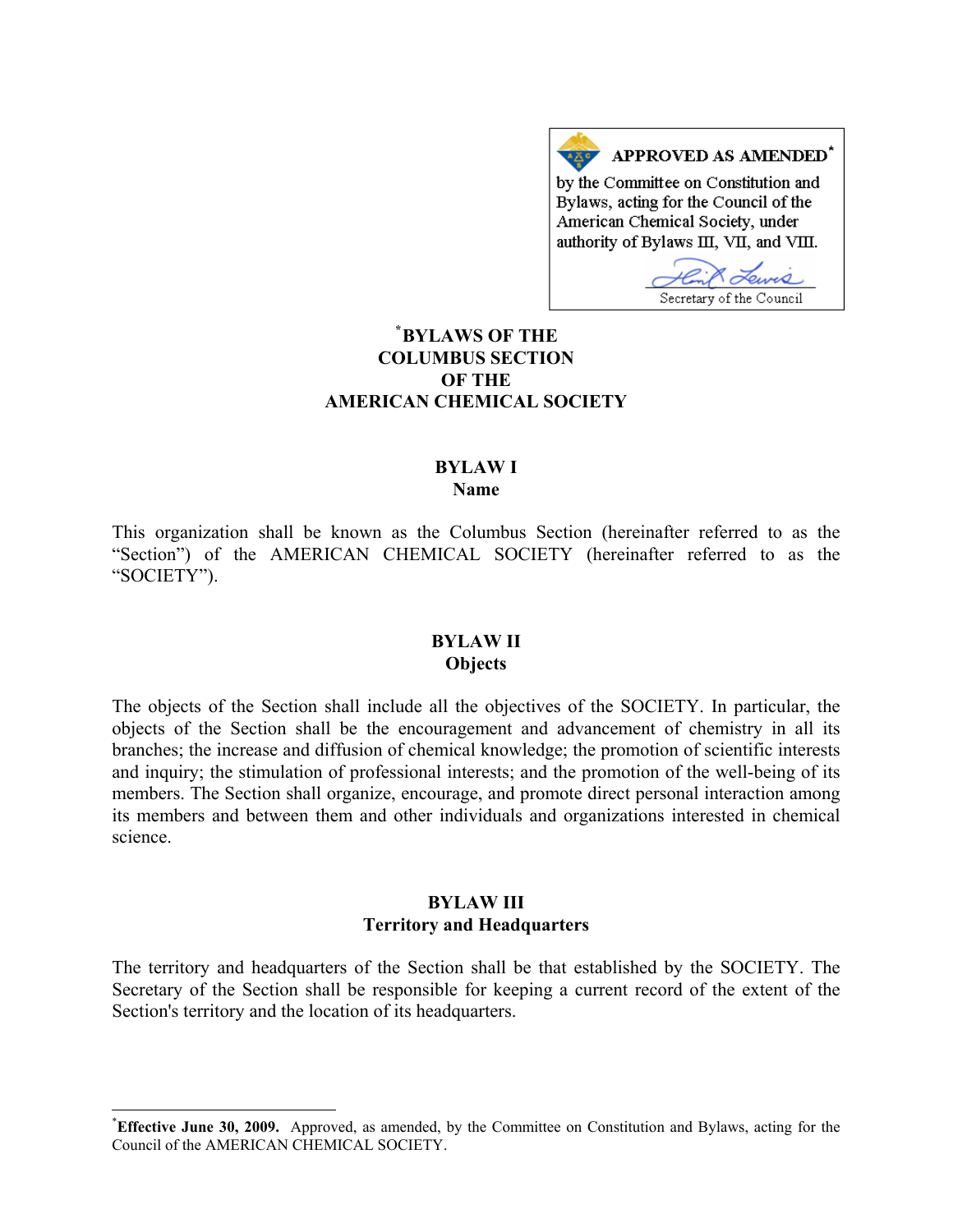**APPROVED AS AMENDED*** by the Committee on Constitution and Bylaws, acting for the Council of the American Chemical Society, under authority of Bylaws III, VII, and VIII.

Secretary of the Council

# *BYLAWS OF THE COLUMBUS SECTION OF THE AMERICAN CHEMICAL SOCIETY

## BYLAW I
## Name

This organization shall be known as the Columbus Section (hereinafter referred to as the "Section") of the AMERICAN CHEMICAL SOCIETY (hereinafter referred to as the "SOCIETY").

## BYLAW II
## Objects

The objects of the Section shall include all the objectives of the SOCIETY. In particular, the objects of the Section shall be the encouragement and advancement of chemistry in all its branches; the increase and diffusion of chemical knowledge; the promotion of scientific interests and inquiry; the stimulation of professional interests; and the promotion of the well-being of its members. The Section shall organize, encourage, and promote direct personal interaction among its members and between them and other individuals and organizations interested in chemical science.

## BYLAW III
## Territory and Headquarters

The territory and headquarters of the Section shall be that established by the SOCIETY. The Secretary of the Section shall be responsible for keeping a current record of the extent of the Section's territory and the location of its headquarters.

---

***Effective June 30, 2009.** Approved, as amended, by the Committee on Constitution and Bylaws, acting for the Council of the AMERICAN CHEMICAL SOCIETY.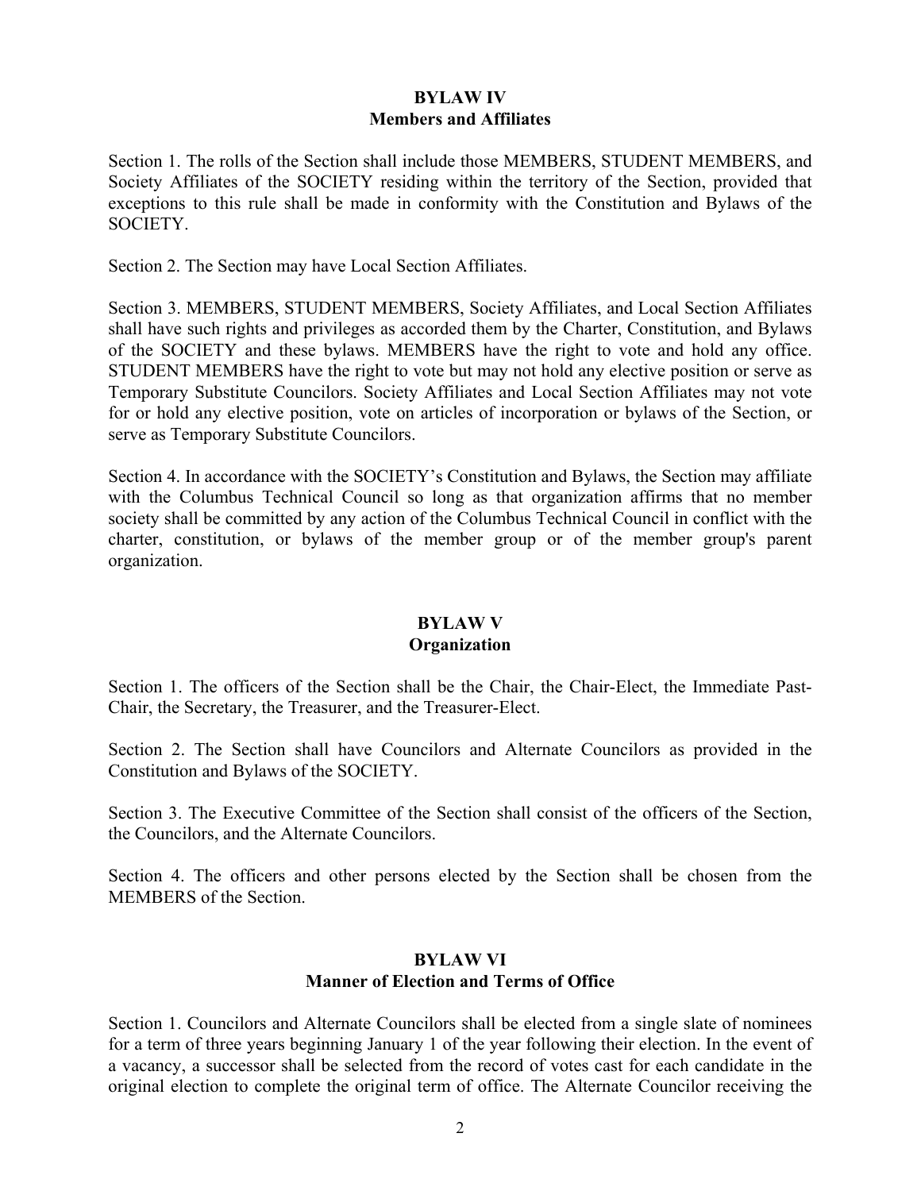## BYLAW IV
## Members and Affiliates

Section 1. The rolls of the Section shall include those MEMBERS, STUDENT MEMBERS, and Society Affiliates of the SOCIETY residing within the territory of the Section, provided that exceptions to this rule shall be made in conformity with the Constitution and Bylaws of the SOCIETY.

Section 2. The Section may have Local Section Affiliates.

Section 3. MEMBERS, STUDENT MEMBERS, Society Affiliates, and Local Section Affiliates shall have such rights and privileges as accorded them by the Charter, Constitution, and Bylaws of the SOCIETY and these bylaws. MEMBERS have the right to vote and hold any office. STUDENT MEMBERS have the right to vote but may not hold any elective position or serve as Temporary Substitute Councilors. Society Affiliates and Local Section Affiliates may not vote for or hold any elective position, vote on articles of incorporation or bylaws of the Section, or serve as Temporary Substitute Councilors.

Section 4. In accordance with the SOCIETY's Constitution and Bylaws, the Section may affiliate with the Columbus Technical Council so long as that organization affirms that no member society shall be committed by any action of the Columbus Technical Council in conflict with the charter, constitution, or bylaws of the member group or of the member group's parent organization.

## BYLAW V
## Organization

Section 1. The officers of the Section shall be the Chair, the Chair-Elect, the Immediate Past-Chair, the Secretary, the Treasurer, and the Treasurer-Elect.

Section 2. The Section shall have Councilors and Alternate Councilors as provided in the Constitution and Bylaws of the SOCIETY.

Section 3. The Executive Committee of the Section shall consist of the officers of the Section, the Councilors, and the Alternate Councilors.

Section 4. The officers and other persons elected by the Section shall be chosen from the MEMBERS of the Section.

## BYLAW VI
## Manner of Election and Terms of Office

Section 1. Councilors and Alternate Councilors shall be elected from a single slate of nominees for a term of three years beginning January 1 of the year following their election. In the event of a vacancy, a successor shall be selected from the record of votes cast for each candidate in the original election to complete the original term of office. The Alternate Councilor receiving the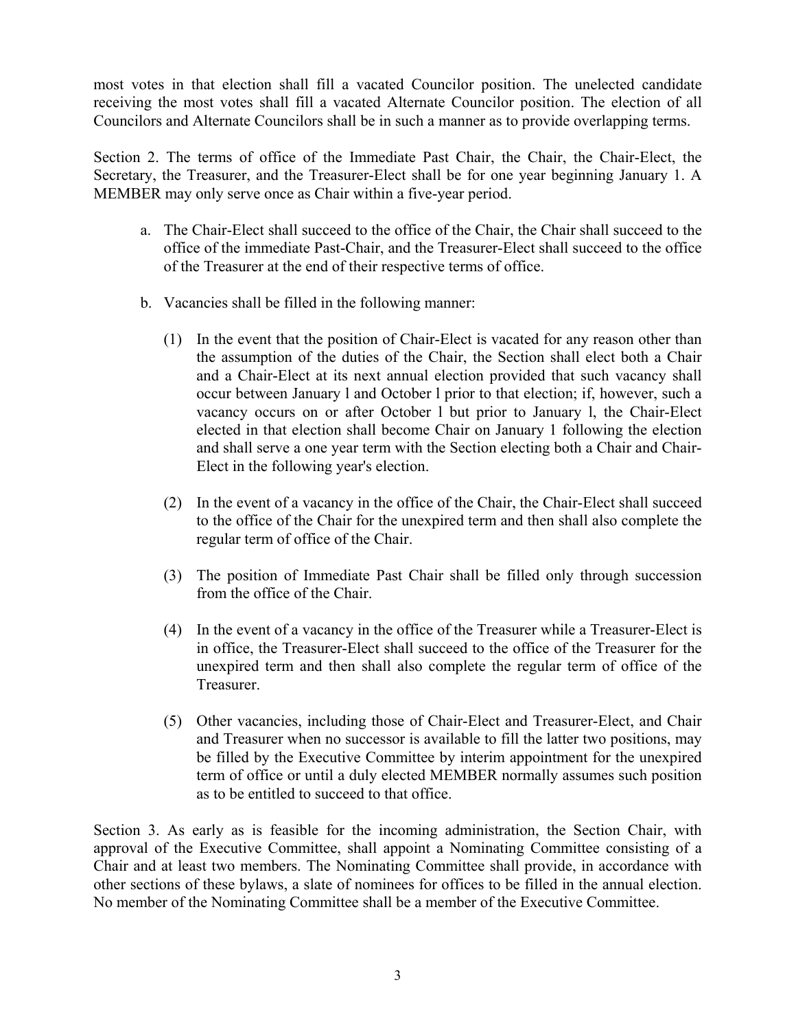most votes in that election shall fill a vacated Councilor position. The unelected candidate receiving the most votes shall fill a vacated Alternate Councilor position. The election of all Councilors and Alternate Councilors shall be in such a manner as to provide overlapping terms.

Section 2. The terms of office of the Immediate Past Chair, the Chair, the Chair-Elect, the Secretary, the Treasurer, and the Treasurer-Elect shall be for one year beginning January 1. A MEMBER may only serve once as Chair within a five-year period.

a. The Chair-Elect shall succeed to the office of the Chair, the Chair shall succeed to the office of the immediate Past-Chair, and the Treasurer-Elect shall succeed to the office of the Treasurer at the end of their respective terms of office.

b. Vacancies shall be filled in the following manner:

   (1) In the event that the position of Chair-Elect is vacated for any reason other than the assumption of the duties of the Chair, the Section shall elect both a Chair and a Chair-Elect at its next annual election provided that such vacancy shall occur between January l and October l prior to that election; if, however, such a vacancy occurs on or after October l but prior to January l, the Chair-Elect elected in that election shall become Chair on January 1 following the election and shall serve a one year term with the Section electing both a Chair and Chair-Elect in the following year's election.

   (2) In the event of a vacancy in the office of the Chair, the Chair-Elect shall succeed to the office of the Chair for the unexpired term and then shall also complete the regular term of office of the Chair.

   (3) The position of Immediate Past Chair shall be filled only through succession from the office of the Chair.

   (4) In the event of a vacancy in the office of the Treasurer while a Treasurer-Elect is in office, the Treasurer-Elect shall succeed to the office of the Treasurer for the unexpired term and then shall also complete the regular term of office of the Treasurer.

   (5) Other vacancies, including those of Chair-Elect and Treasurer-Elect, and Chair and Treasurer when no successor is available to fill the latter two positions, may be filled by the Executive Committee by interim appointment for the unexpired term of office or until a duly elected MEMBER normally assumes such position as to be entitled to succeed to that office.

Section 3. As early as is feasible for the incoming administration, the Section Chair, with approval of the Executive Committee, shall appoint a Nominating Committee consisting of a Chair and at least two members. The Nominating Committee shall provide, in accordance with other sections of these bylaws, a slate of nominees for offices to be filled in the annual election. No member of the Nominating Committee shall be a member of the Executive Committee.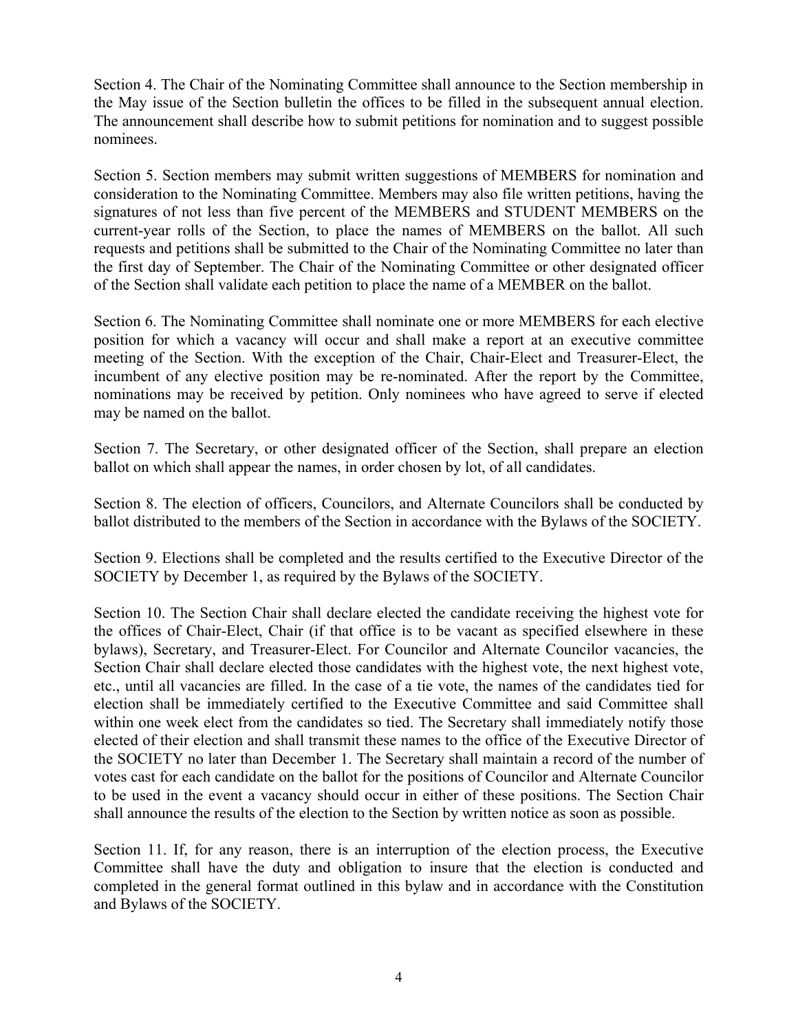Section 4. The Chair of the Nominating Committee shall announce to the Section membership in the May issue of the Section bulletin the offices to be filled in the subsequent annual election. The announcement shall describe how to submit petitions for nomination and to suggest possible nominees.

Section 5. Section members may submit written suggestions of MEMBERS for nomination and consideration to the Nominating Committee. Members may also file written petitions, having the signatures of not less than five percent of the MEMBERS and STUDENT MEMBERS on the current-year rolls of the Section, to place the names of MEMBERS on the ballot. All such requests and petitions shall be submitted to the Chair of the Nominating Committee no later than the first day of September. The Chair of the Nominating Committee or other designated officer of the Section shall validate each petition to place the name of a MEMBER on the ballot.

Section 6. The Nominating Committee shall nominate one or more MEMBERS for each elective position for which a vacancy will occur and shall make a report at an executive committee meeting of the Section. With the exception of the Chair, Chair-Elect and Treasurer-Elect, the incumbent of any elective position may be re-nominated. After the report by the Committee, nominations may be received by petition. Only nominees who have agreed to serve if elected may be named on the ballot.

Section 7. The Secretary, or other designated officer of the Section, shall prepare an election ballot on which shall appear the names, in order chosen by lot, of all candidates.

Section 8. The election of officers, Councilors, and Alternate Councilors shall be conducted by ballot distributed to the members of the Section in accordance with the Bylaws of the SOCIETY.

Section 9. Elections shall be completed and the results certified to the Executive Director of the SOCIETY by December 1, as required by the Bylaws of the SOCIETY.

Section 10. The Section Chair shall declare elected the candidate receiving the highest vote for the offices of Chair-Elect, Chair (if that office is to be vacant as specified elsewhere in these bylaws), Secretary, and Treasurer-Elect. For Councilor and Alternate Councilor vacancies, the Section Chair shall declare elected those candidates with the highest vote, the next highest vote, etc., until all vacancies are filled. In the case of a tie vote, the names of the candidates tied for election shall be immediately certified to the Executive Committee and said Committee shall within one week elect from the candidates so tied. The Secretary shall immediately notify those elected of their election and shall transmit these names to the office of the Executive Director of the SOCIETY no later than December 1. The Secretary shall maintain a record of the number of votes cast for each candidate on the ballot for the positions of Councilor and Alternate Councilor to be used in the event a vacancy should occur in either of these positions. The Section Chair shall announce the results of the election to the Section by written notice as soon as possible.

Section 11. If, for any reason, there is an interruption of the election process, the Executive Committee shall have the duty and obligation to insure that the election is conducted and completed in the general format outlined in this bylaw and in accordance with the Constitution and Bylaws of the SOCIETY.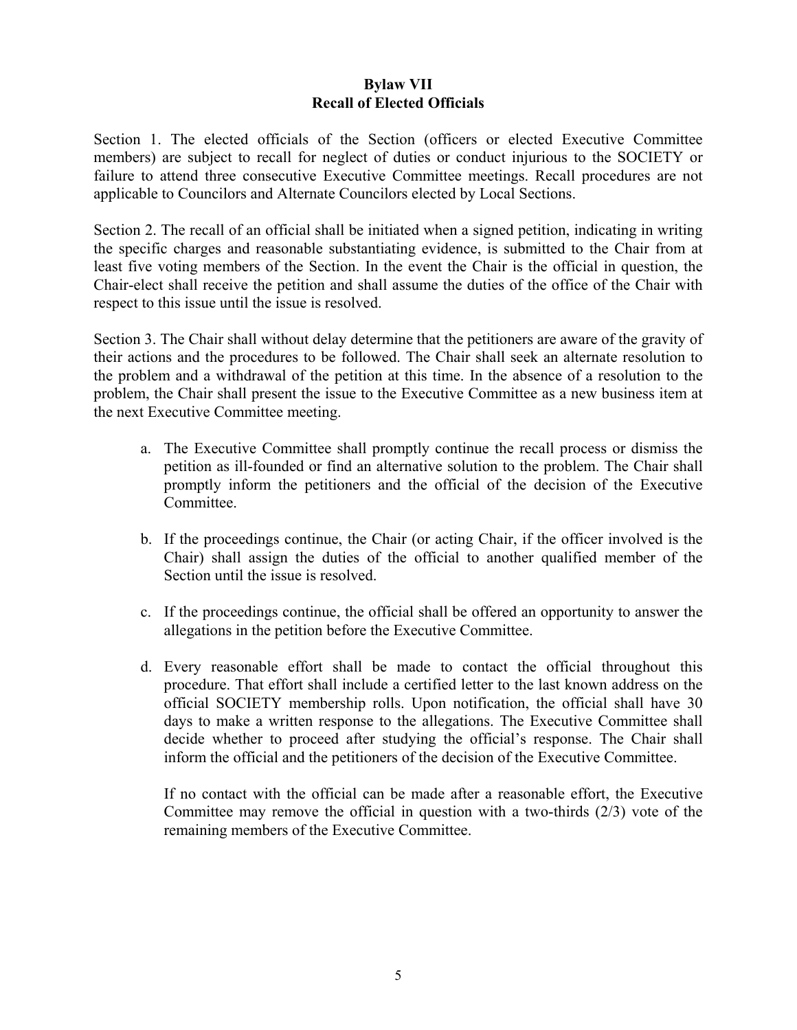# Bylaw VII
# Recall of Elected Officials

Section 1. The elected officials of the Section (officers or elected Executive Committee members) are subject to recall for neglect of duties or conduct injurious to the SOCIETY or failure to attend three consecutive Executive Committee meetings. Recall procedures are not applicable to Councilors and Alternate Councilors elected by Local Sections.

Section 2. The recall of an official shall be initiated when a signed petition, indicating in writing the specific charges and reasonable substantiating evidence, is submitted to the Chair from at least five voting members of the Section. In the event the Chair is the official in question, the Chair-elect shall receive the petition and shall assume the duties of the office of the Chair with respect to this issue until the issue is resolved.

Section 3. The Chair shall without delay determine that the petitioners are aware of the gravity of their actions and the procedures to be followed. The Chair shall seek an alternate resolution to the problem and a withdrawal of the petition at this time. In the absence of a resolution to the problem, the Chair shall present the issue to the Executive Committee as a new business item at the next Executive Committee meeting.

a. The Executive Committee shall promptly continue the recall process or dismiss the petition as ill-founded or find an alternative solution to the problem. The Chair shall promptly inform the petitioners and the official of the decision of the Executive Committee.

b. If the proceedings continue, the Chair (or acting Chair, if the officer involved is the Chair) shall assign the duties of the official to another qualified member of the Section until the issue is resolved.

c. If the proceedings continue, the official shall be offered an opportunity to answer the allegations in the petition before the Executive Committee.

d. Every reasonable effort shall be made to contact the official throughout this procedure. That effort shall include a certified letter to the last known address on the official SOCIETY membership rolls. Upon notification, the official shall have 30 days to make a written response to the allegations. The Executive Committee shall decide whether to proceed after studying the official's response. The Chair shall inform the official and the petitioners of the decision of the Executive Committee.

   If no contact with the official can be made after a reasonable effort, the Executive Committee may remove the official in question with a two-thirds (2/3) vote of the remaining members of the Executive Committee.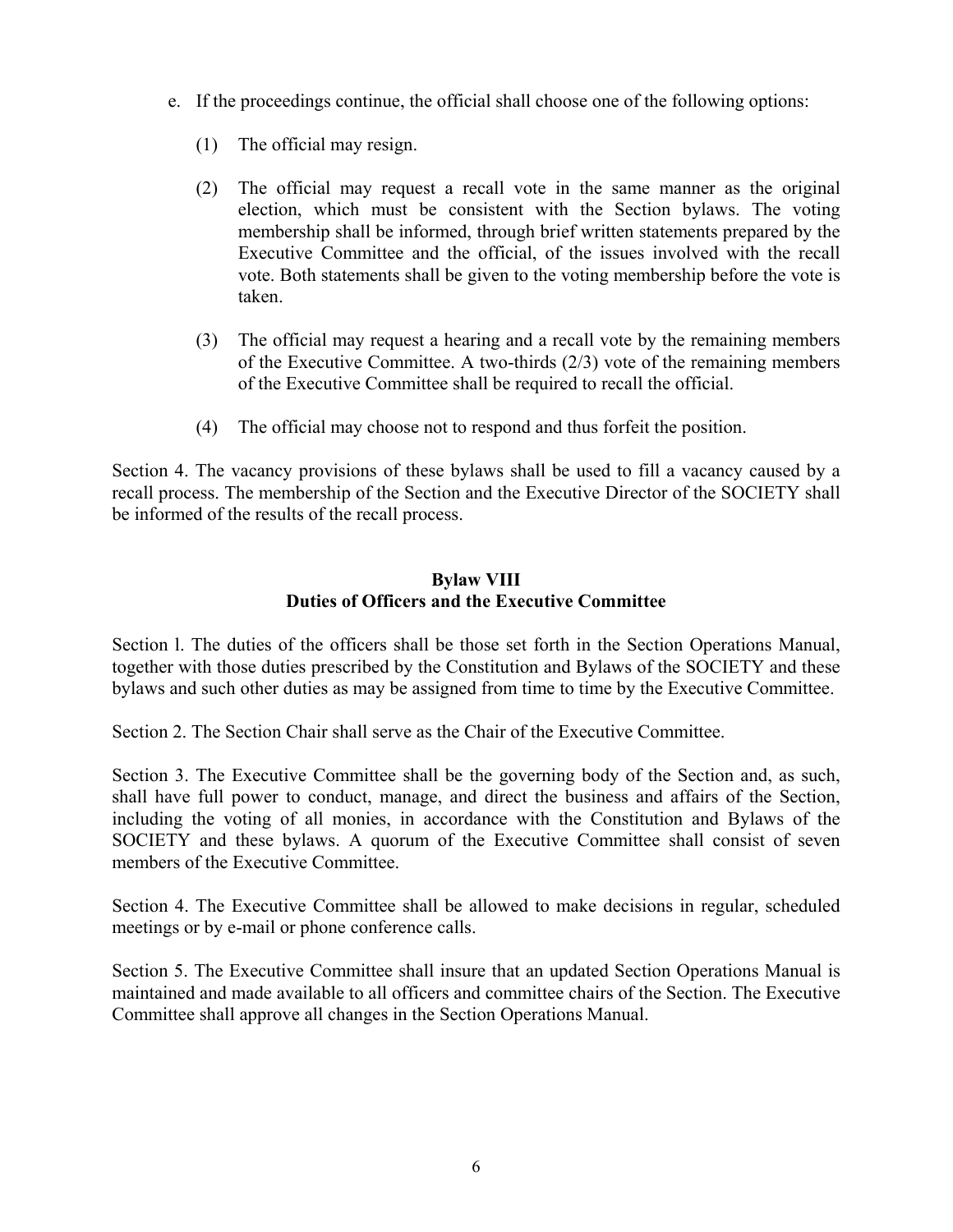e. If the proceedings continue, the official shall choose one of the following options:

   (1) The official may resign.

   (2) The official may request a recall vote in the same manner as the original election, which must be consistent with the Section bylaws. The voting membership shall be informed, through brief written statements prepared by the Executive Committee and the official, of the issues involved with the recall vote. Both statements shall be given to the voting membership before the vote is taken.

   (3) The official may request a hearing and a recall vote by the remaining members of the Executive Committee. A two-thirds (2/3) vote of the remaining members of the Executive Committee shall be required to recall the official.

   (4) The official may choose not to respond and thus forfeit the position.

Section 4. The vacancy provisions of these bylaws shall be used to fill a vacancy caused by a recall process. The membership of the Section and the Executive Director of the SOCIETY shall be informed of the results of the recall process.

## Bylaw VIII
## Duties of Officers and the Executive Committee

Section l. The duties of the officers shall be those set forth in the Section Operations Manual, together with those duties prescribed by the Constitution and Bylaws of the SOCIETY and these bylaws and such other duties as may be assigned from time to time by the Executive Committee.

Section 2. The Section Chair shall serve as the Chair of the Executive Committee.

Section 3. The Executive Committee shall be the governing body of the Section and, as such, shall have full power to conduct, manage, and direct the business and affairs of the Section, including the voting of all monies, in accordance with the Constitution and Bylaws of the SOCIETY and these bylaws. A quorum of the Executive Committee shall consist of seven members of the Executive Committee.

Section 4. The Executive Committee shall be allowed to make decisions in regular, scheduled meetings or by e-mail or phone conference calls.

Section 5. The Executive Committee shall insure that an updated Section Operations Manual is maintained and made available to all officers and committee chairs of the Section. The Executive Committee shall approve all changes in the Section Operations Manual.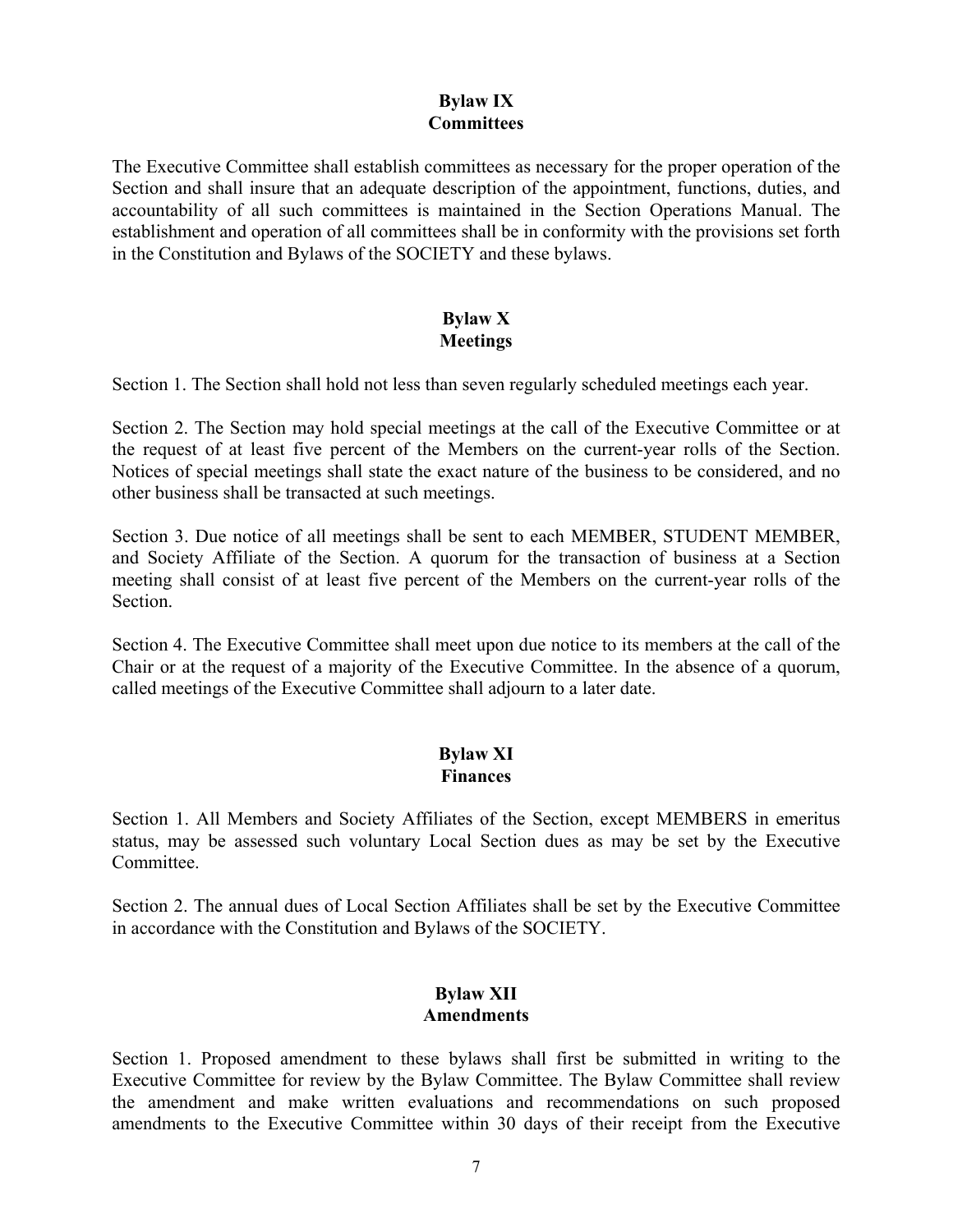## Bylaw IX
## Committees

The Executive Committee shall establish committees as necessary for the proper operation of the Section and shall insure that an adequate description of the appointment, functions, duties, and accountability of all such committees is maintained in the Section Operations Manual. The establishment and operation of all committees shall be in conformity with the provisions set forth in the Constitution and Bylaws of the SOCIETY and these bylaws.

## Bylaw X
## Meetings

Section 1. The Section shall hold not less than seven regularly scheduled meetings each year.

Section 2. The Section may hold special meetings at the call of the Executive Committee or at the request of at least five percent of the Members on the current-year rolls of the Section. Notices of special meetings shall state the exact nature of the business to be considered, and no other business shall be transacted at such meetings.

Section 3. Due notice of all meetings shall be sent to each MEMBER, STUDENT MEMBER, and Society Affiliate of the Section. A quorum for the transaction of business at a Section meeting shall consist of at least five percent of the Members on the current-year rolls of the Section.

Section 4. The Executive Committee shall meet upon due notice to its members at the call of the Chair or at the request of a majority of the Executive Committee. In the absence of a quorum, called meetings of the Executive Committee shall adjourn to a later date.

## Bylaw XI
## Finances

Section 1. All Members and Society Affiliates of the Section, except MEMBERS in emeritus status, may be assessed such voluntary Local Section dues as may be set by the Executive Committee.

Section 2. The annual dues of Local Section Affiliates shall be set by the Executive Committee in accordance with the Constitution and Bylaws of the SOCIETY.

## Bylaw XII
## Amendments

Section 1. Proposed amendment to these bylaws shall first be submitted in writing to the Executive Committee for review by the Bylaw Committee. The Bylaw Committee shall review the amendment and make written evaluations and recommendations on such proposed amendments to the Executive Committee within 30 days of their receipt from the Executive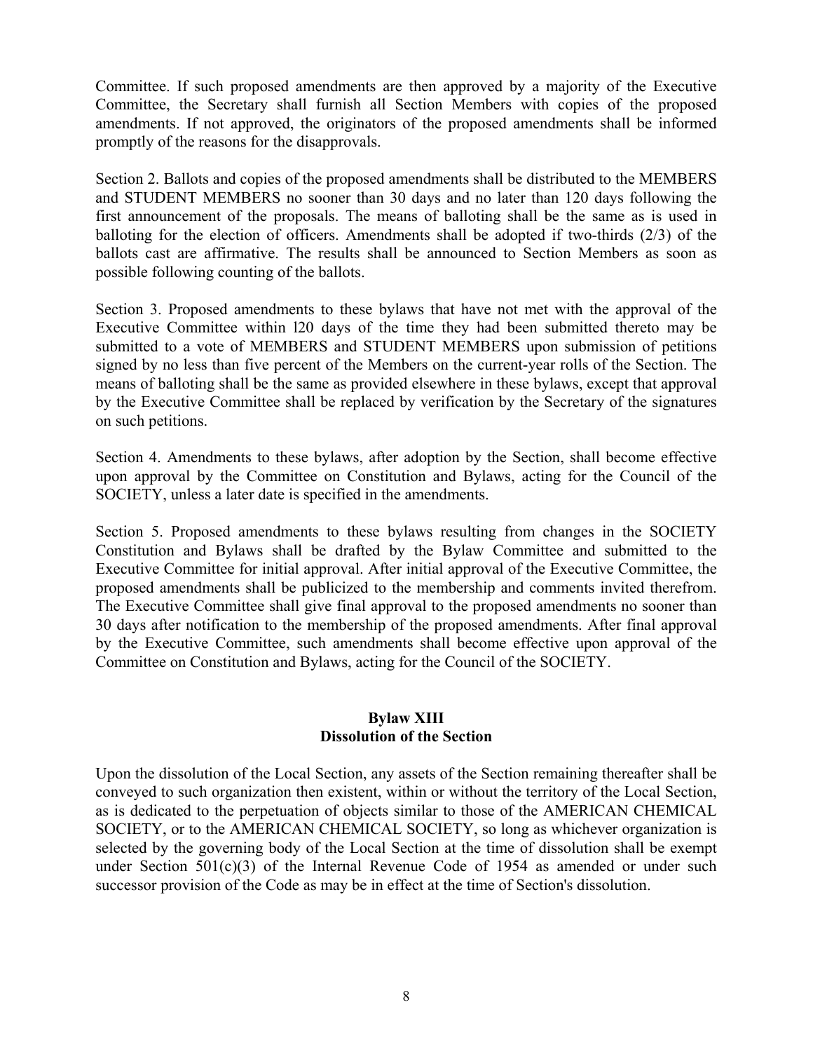Committee. If such proposed amendments are then approved by a majority of the Executive Committee, the Secretary shall furnish all Section Members with copies of the proposed amendments. If not approved, the originators of the proposed amendments shall be informed promptly of the reasons for the disapprovals.

Section 2. Ballots and copies of the proposed amendments shall be distributed to the MEMBERS and STUDENT MEMBERS no sooner than 30 days and no later than 120 days following the first announcement of the proposals. The means of balloting shall be the same as is used in balloting for the election of officers. Amendments shall be adopted if two-thirds (2/3) of the ballots cast are affirmative. The results shall be announced to Section Members as soon as possible following counting of the ballots.

Section 3. Proposed amendments to these bylaws that have not met with the approval of the Executive Committee within l20 days of the time they had been submitted thereto may be submitted to a vote of MEMBERS and STUDENT MEMBERS upon submission of petitions signed by no less than five percent of the Members on the current-year rolls of the Section. The means of balloting shall be the same as provided elsewhere in these bylaws, except that approval by the Executive Committee shall be replaced by verification by the Secretary of the signatures on such petitions.

Section 4. Amendments to these bylaws, after adoption by the Section, shall become effective upon approval by the Committee on Constitution and Bylaws, acting for the Council of the SOCIETY, unless a later date is specified in the amendments.

Section 5. Proposed amendments to these bylaws resulting from changes in the SOCIETY Constitution and Bylaws shall be drafted by the Bylaw Committee and submitted to the Executive Committee for initial approval. After initial approval of the Executive Committee, the proposed amendments shall be publicized to the membership and comments invited therefrom. The Executive Committee shall give final approval to the proposed amendments no sooner than 30 days after notification to the membership of the proposed amendments. After final approval by the Executive Committee, such amendments shall become effective upon approval of the Committee on Constitution and Bylaws, acting for the Council of the SOCIETY.

## Bylaw XIII
## Dissolution of the Section

Upon the dissolution of the Local Section, any assets of the Section remaining thereafter shall be conveyed to such organization then existent, within or without the territory of the Local Section, as is dedicated to the perpetuation of objects similar to those of the AMERICAN CHEMICAL SOCIETY, or to the AMERICAN CHEMICAL SOCIETY, so long as whichever organization is selected by the governing body of the Local Section at the time of dissolution shall be exempt under Section 501(c)(3) of the Internal Revenue Code of 1954 as amended or under such successor provision of the Code as may be in effect at the time of Section's dissolution.